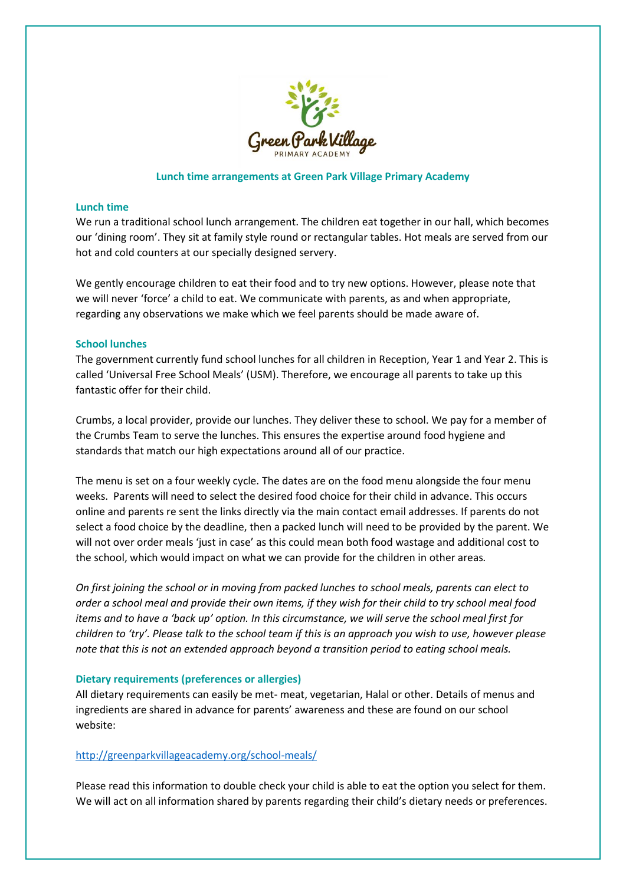## Lunch time arrangements at Green Park Village Primary Academy

### Lunch time

We run a traditional school lunch arrangement. The children eat together in our hall, which becomes our 'dining room'. They sit at family style round or rectangular tables. Hot meals are served from our hot and cold counters at our specially designed servery.

We gently encourage children to eat their food and to try new options. However, please note that we will never 'force' a child to eat. We communicate with parents, as and when appropriate, regarding any observations we make which we feel parents should be made aware of.

### School lunches

The government currently fund school lunches for all children in Reception, Year 1 and Year 2. This is called 'Universal Free School Meals' (USM). Therefore, we encourage all parents to take up this fantastic offer for their child.

Crumbs, a local provider, provide our lunches. They deliver these to school. We pay for a member of the Crumbs Team to serve the lunches. This ensures the expertise around food hygiene and standards that match our high expectations around all of our practice.

The menu is set on a four weekly cycle. The dates are on the food menu alongside the four menu weeks. Parents will need to select the desired food choice for their child in advance. This occurs online and parents re sent the links directly via the main contact email addresses. If parents do not select a food choice by the deadline, then a packed lunch will need to be provided by the parent. We will not over order meals 'just in case' as this could mean both food wastage and additional cost to the school, which would impact on what we can provide for the children in other areas.

*On first joining the school or in moving from packed lunches to school meals, parents can elect to order a school meal and provide their own items, if they wish for their child to try school meal food items and to have a 'back up' option. In this circumstance, we will serve the school meal first for children to 'try'. Please talk to the school team if this is an approach you wish to use, however please note that this is not an extended approach beyond a transition period to eating school meals.*

### Dietary requirements (preferences or allergies)

All dietary requirements can easily be met- meat, vegetarian, Halal or other. Details of menus and ingredients are shared in advance for parents' awareness and these are found on our school website:

http://greenparkvillageacademy.org/school-meals/

Please read this information to double check your child is able to eat the option you select for them. We will act on all information shared by parents regarding their child's dietary needs or preferences.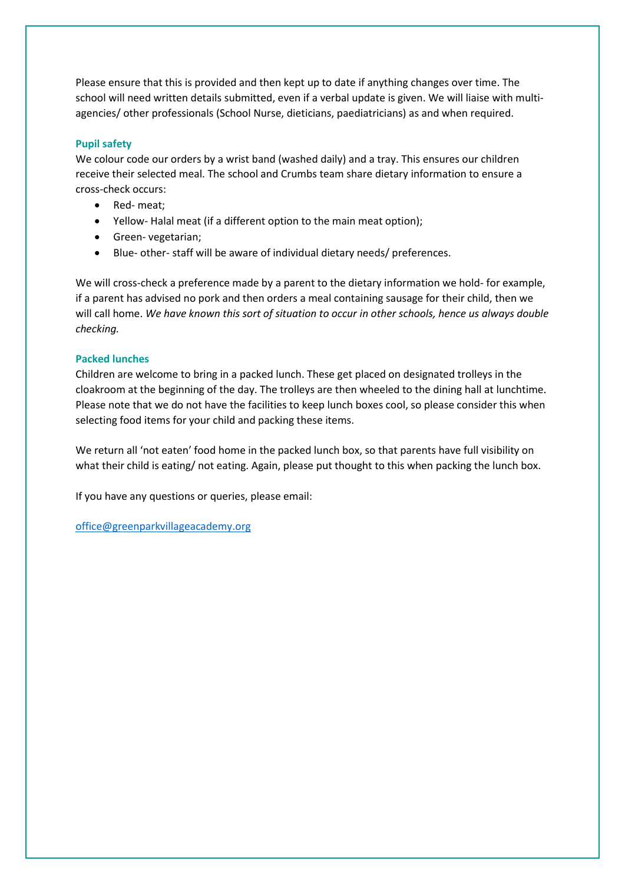Please ensure that this is provided and then kept up to date if anything changes over time. The school will need written details submitted, even if a verbal update is given. We will liaise with multi-agencies/ other professionals (School Nurse, dieticians, paediatricians) as and when required.

### Pupil safety

We colour code our orders by a wrist band (washed daily) and a tray. This ensures our children receive their selected meal. The school and Crumbs team share dietary information to ensure a cross-check occurs:

- Red- meat;
- Yellow- Halal meat (if a different option to the main meat option);
- Green- vegetarian;
- Blue- other- staff will be aware of individual dietary needs/ preferences.

We will cross-check a preference made by a parent to the dietary information we hold- for example, if a parent has advised no pork and then orders a meal containing sausage for their child, then we will call home. *We have known this sort of situation to occur in other schools, hence us always double checking.*

### Packed lunches

Children are welcome to bring in a packed lunch. These get placed on designated trolleys in the cloakroom at the beginning of the day. The trolleys are then wheeled to the dining hall at lunchtime. Please note that we do not have the facilities to keep lunch boxes cool, so please consider this when selecting food items for your child and packing these items.

We return all 'not eaten' food home in the packed lunch box, so that parents have full visibility on what their child is eating/ not eating. Again, please put thought to this when packing the lunch box.

If you have any questions or queries, please email:

office@greenparkvillageacademy.org